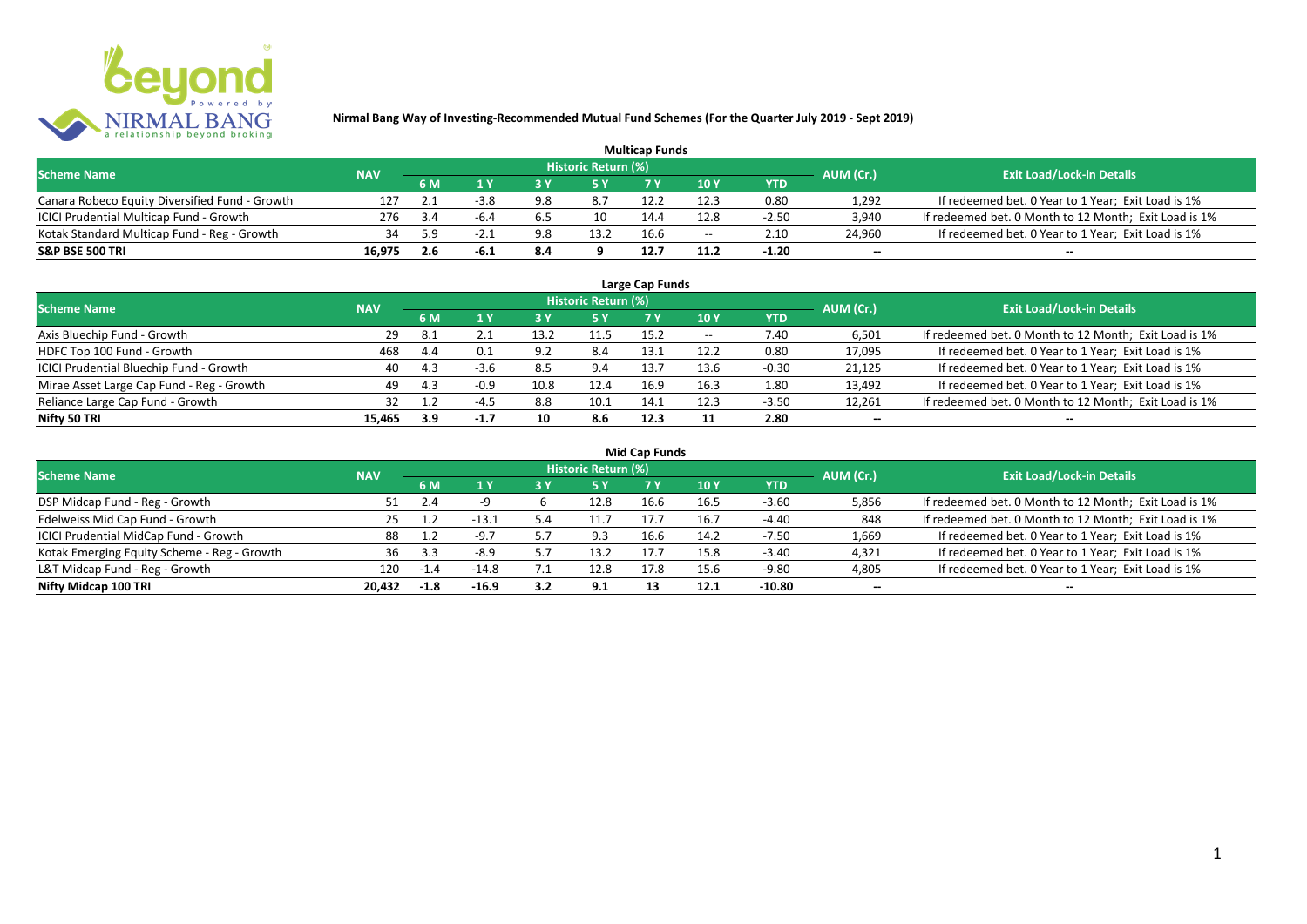## Nirmal Bang Way of Investing-Recommended Mutual Fund Schemes (For the Quarter July 2019 - Sept 2019)

### Multicap Funds

| Scheme Name | NAV | Historic Return (%) | | | | | | | AUM (Cr.) | Exit Load/Lock-in Details |
|---|---|---|---|---|---|---|---|---|---|---|
| | | 6 M | 1 Y | 3 Y | 5 Y | 7 Y | 10 Y | YTD | | |
| Canara Robeco Equity Diversified Fund - Growth | 127 | 2.1 | -3.8 | 9.8 | 8.7 | 12.2 | 12.3 | 0.80 | 1,292 | If redeemed bet. 0 Year to 1 Year; Exit Load is 1% |
| ICICI Prudential Multicap Fund - Growth | 276 | 3.4 | -6.4 | 6.5 | 10 | 14.4 | 12.8 | -2.50 | 3,940 | If redeemed bet. 0 Month to 12 Month; Exit Load is 1% |
| Kotak Standard Multicap Fund - Reg - Growth | 34 | 5.9 | -2.1 | 9.8 | 13.2 | 16.6 | -- | 2.10 | 24,960 | If redeemed bet. 0 Year to 1 Year; Exit Load is 1% |
| **S&P BSE 500 TRI** | **16,975** | **2.6** | **-6.1** | **8.4** | **9** | **12.7** | **11.2** | **-1.20** | **--** | **--** |

### Large Cap Funds

| Scheme Name | NAV | Historic Return (%) | | | | | | | AUM (Cr.) | Exit Load/Lock-in Details |
|---|---|---|---|---|---|---|---|---|---|---|
| | | 6 M | 1 Y | 3 Y | 5 Y | 7 Y | 10 Y | YTD | | |
| Axis Bluechip Fund - Growth | 29 | 8.1 | 2.1 | 13.2 | 11.5 | 15.2 | -- | 7.40 | 6,501 | If redeemed bet. 0 Month to 12 Month; Exit Load is 1% |
| HDFC Top 100 Fund - Growth | 468 | 4.4 | 0.1 | 9.2 | 8.4 | 13.1 | 12.2 | 0.80 | 17,095 | If redeemed bet. 0 Year to 1 Year; Exit Load is 1% |
| ICICI Prudential Bluechip Fund - Growth | 40 | 4.3 | -3.6 | 8.5 | 9.4 | 13.7 | 13.6 | -0.30 | 21,125 | If redeemed bet. 0 Year to 1 Year; Exit Load is 1% |
| Mirae Asset Large Cap Fund - Reg - Growth | 49 | 4.3 | -0.9 | 10.8 | 12.4 | 16.9 | 16.3 | 1.80 | 13,492 | If redeemed bet. 0 Year to 1 Year; Exit Load is 1% |
| Reliance Large Cap Fund - Growth | 32 | 1.2 | -4.5 | 8.8 | 10.1 | 14.1 | 12.3 | -3.50 | 12,261 | If redeemed bet. 0 Month to 12 Month; Exit Load is 1% |
| **Nifty 50 TRI** | **15,465** | **3.9** | **-1.7** | **10** | **8.6** | **12.3** | **11** | **2.80** | **--** | **--** |

### Mid Cap Funds

| Scheme Name | NAV | Historic Return (%) | | | | | | | AUM (Cr.) | Exit Load/Lock-in Details |
|---|---|---|---|---|---|---|---|---|---|---|
| | | 6 M | 1 Y | 3 Y | 5 Y | 7 Y | 10 Y | YTD | | |
| DSP Midcap Fund - Reg - Growth | 51 | 2.4 | -9 | 6 | 12.8 | 16.6 | 16.5 | -3.60 | 5,856 | If redeemed bet. 0 Month to 12 Month; Exit Load is 1% |
| Edelweiss Mid Cap Fund - Growth | 25 | 1.2 | -13.1 | 5.4 | 11.7 | 17.7 | 16.7 | -4.40 | 848 | If redeemed bet. 0 Month to 12 Month; Exit Load is 1% |
| ICICI Prudential MidCap Fund - Growth | 88 | 1.2 | -9.7 | 5.7 | 9.3 | 16.6 | 14.2 | -7.50 | 1,669 | If redeemed bet. 0 Year to 1 Year; Exit Load is 1% |
| Kotak Emerging Equity Scheme - Reg - Growth | 36 | 3.3 | -8.9 | 5.7 | 13.2 | 17.7 | 15.8 | -3.40 | 4,321 | If redeemed bet. 0 Year to 1 Year; Exit Load is 1% |
| L&T Midcap Fund - Reg - Growth | 120 | -1.4 | -14.8 | 7.1 | 12.8 | 17.8 | 15.6 | -9.80 | 4,805 | If redeemed bet. 0 Year to 1 Year; Exit Load is 1% |
| **Nifty Midcap 100 TRI** | **20,432** | **-1.8** | **-16.9** | **3.2** | **9.1** | **13** | **12.1** | **-10.80** | **--** | **--** |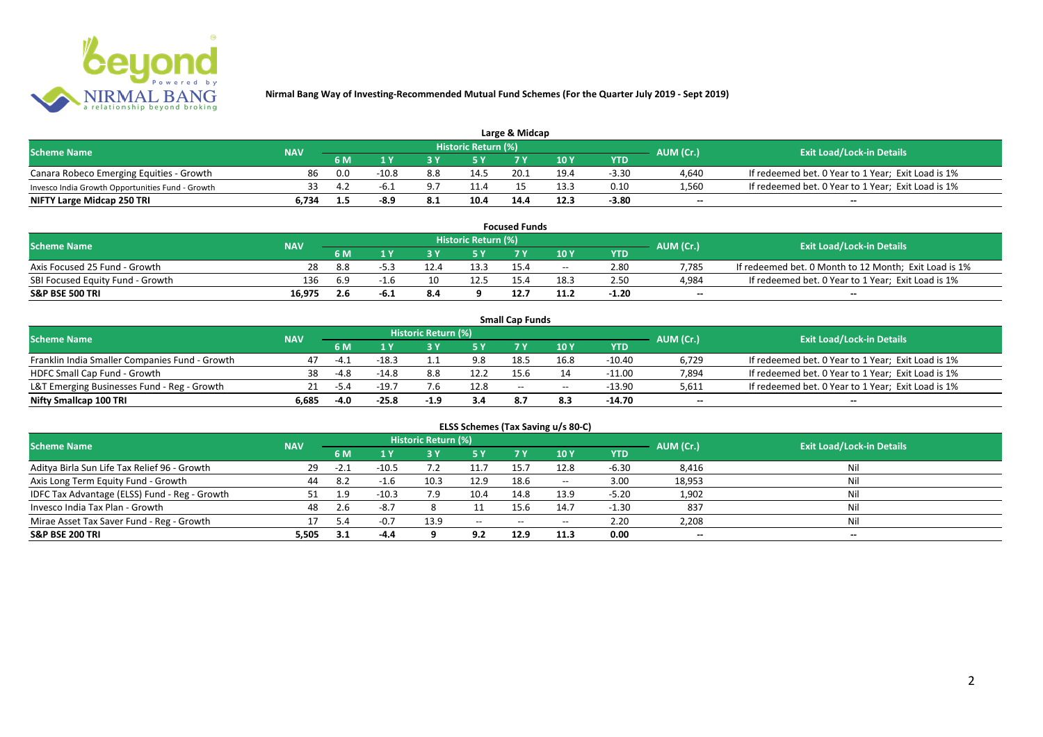Nirmal Bang Way of Investing-Recommended Mutual Fund Schemes (For the Quarter July 2019 - Sept 2019)

## Large & Midcap

| Scheme Name | NAV | Historic Return (%) | | | | | | | AUM (Cr.) | Exit Load/Lock-in Details |
|---|---|---|---|---|---|---|---|---|---|---|
| | | 6 M | 1 Y | 3 Y | 5 Y | 7 Y | 10 Y | YTD | | |
| Canara Robeco Emerging Equities - Growth | 86 | 0.0 | -10.8 | 8.8 | 14.5 | 20.1 | 19.4 | -3.30 | 4,640 | If redeemed bet. 0 Year to 1 Year; Exit Load is 1% |
| Invesco India Growth Opportunities Fund - Growth | 33 | 4.2 | -6.1 | 9.7 | 11.4 | 15 | 13.3 | 0.10 | 1,560 | If redeemed bet. 0 Year to 1 Year; Exit Load is 1% |
| **NIFTY Large Midcap 250 TRI** | **6,734** | **1.5** | **-8.9** | **8.1** | **10.4** | **14.4** | **12.3** | **-3.80** | **--** | **--** |

## Focused Funds

| Scheme Name | NAV | Historic Return (%) | | | | | | | AUM (Cr.) | Exit Load/Lock-in Details |
|---|---|---|---|---|---|---|---|---|---|---|
| | | 6 M | 1 Y | 3 Y | 5 Y | 7 Y | 10 Y | YTD | | |
| Axis Focused 25 Fund - Growth | 28 | 8.8 | -5.3 | 12.4 | 13.3 | 15.4 | -- | 2.80 | 7,785 | If redeemed bet. 0 Month to 12 Month; Exit Load is 1% |
| SBI Focused Equity Fund - Growth | 136 | 6.9 | -1.6 | 10 | 12.5 | 15.4 | 18.3 | 2.50 | 4,984 | If redeemed bet. 0 Year to 1 Year; Exit Load is 1% |
| **S&P BSE 500 TRI** | **16,975** | **2.6** | **-6.1** | **8.4** | **9** | **12.7** | **11.2** | **-1.20** | **--** | **--** |

## Small Cap Funds

| Scheme Name | NAV | Historic Return (%) | | | | | | | AUM (Cr.) | Exit Load/Lock-in Details |
|---|---|---|---|---|---|---|---|---|---|---|
| | | 6 M | 1 Y | 3 Y | 5 Y | 7 Y | 10 Y | YTD | | |
| Franklin India Smaller Companies Fund - Growth | 47 | -4.1 | -18.3 | 1.1 | 9.8 | 18.5 | 16.8 | -10.40 | 6,729 | If redeemed bet. 0 Year to 1 Year; Exit Load is 1% |
| HDFC Small Cap Fund - Growth | 38 | -4.8 | -14.8 | 8.8 | 12.2 | 15.6 | 14 | -11.00 | 7,894 | If redeemed bet. 0 Year to 1 Year; Exit Load is 1% |
| L&T Emerging Businesses Fund - Reg - Growth | 21 | -5.4 | -19.7 | 7.6 | 12.8 | -- | -- | -13.90 | 5,611 | If redeemed bet. 0 Year to 1 Year; Exit Load is 1% |
| **Nifty Smallcap 100 TRI** | **6,685** | **-4.0** | **-25.8** | **-1.9** | **3.4** | **8.7** | **8.3** | **-14.70** | **--** | **--** |

## ELSS Schemes (Tax Saving u/s 80-C)

| Scheme Name | NAV | Historic Return (%) | | | | | | | AUM (Cr.) | Exit Load/Lock-in Details |
|---|---|---|---|---|---|---|---|---|---|---|
| | | 6 M | 1 Y | 3 Y | 5 Y | 7 Y | 10 Y | YTD | | |
| Aditya Birla Sun Life Tax Relief 96 - Growth | 29 | -2.1 | -10.5 | 7.2 | 11.7 | 15.7 | 12.8 | -6.30 | 8,416 | Nil |
| Axis Long Term Equity Fund - Growth | 44 | 8.2 | -1.6 | 10.3 | 12.9 | 18.6 | -- | 3.00 | 18,953 | Nil |
| IDFC Tax Advantage (ELSS) Fund - Reg - Growth | 51 | 1.9 | -10.3 | 7.9 | 10.4 | 14.8 | 13.9 | -5.20 | 1,902 | Nil |
| Invesco India Tax Plan - Growth | 48 | 2.6 | -8.7 | 8 | 11 | 15.6 | 14.7 | -1.30 | 837 | Nil |
| Mirae Asset Tax Saver Fund - Reg - Growth | 17 | 5.4 | -0.7 | 13.9 | -- | -- | -- | 2.20 | 2,208 | Nil |
| **S&P BSE 200 TRI** | **5,505** | **3.1** | **-4.4** | **9** | **9.2** | **12.9** | **11.3** | **0.00** | **--** | **--** |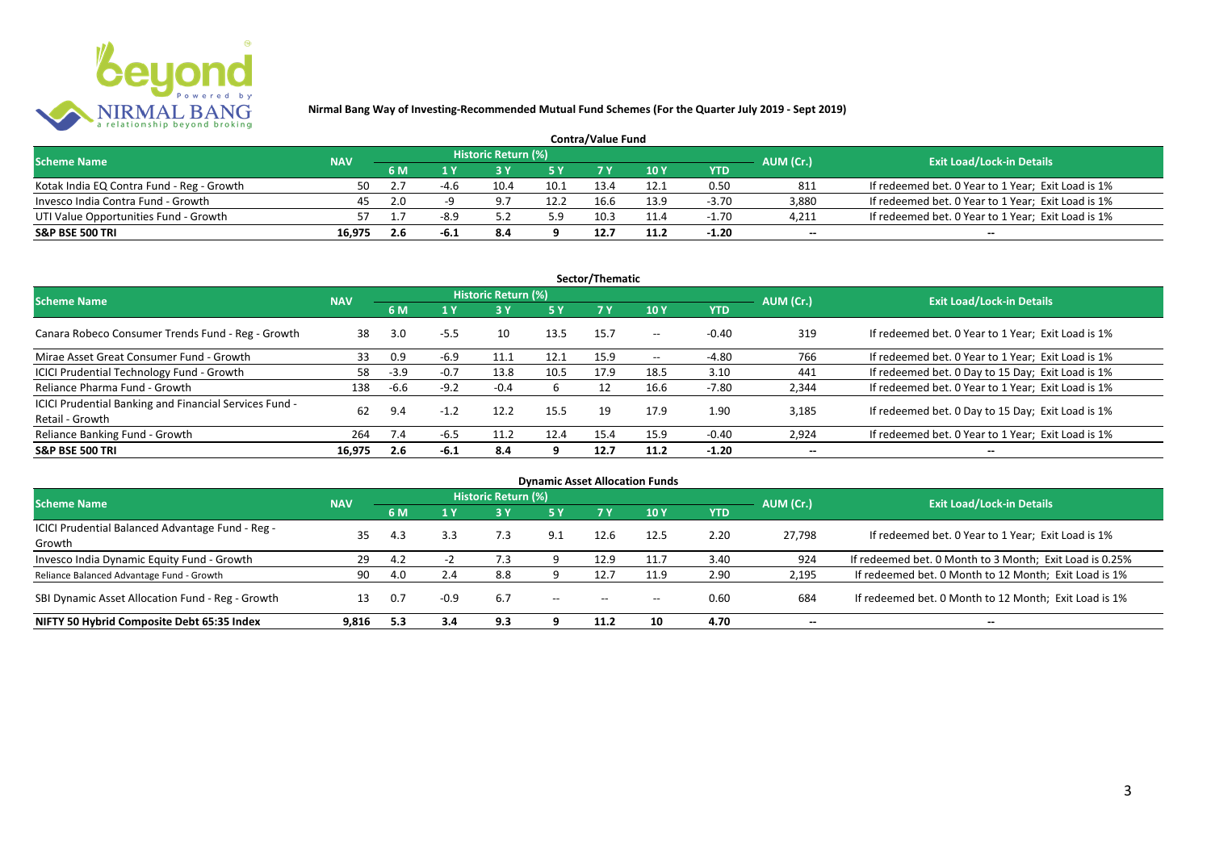**Nirmal Bang Way of Investing-Recommended Mutual Fund Schemes (For the Quarter July 2019 - Sept 2019)**

## Contra/Value Fund

| Scheme Name | NAV | Historic Return (%) | | | | | | | AUM (Cr.) | Exit Load/Lock-in Details |
|---|---|---|---|---|---|---|---|---|---|---|
| | | 6 M | 1 Y | 3 Y | 5 Y | 7 Y | 10 Y | YTD | | |
| Kotak India EQ Contra Fund - Reg - Growth | 50 | 2.7 | -4.6 | 10.4 | 10.1 | 13.4 | 12.1 | 0.50 | 811 | If redeemed bet. 0 Year to 1 Year; Exit Load is 1% |
| Invesco India Contra Fund - Growth | 45 | 2.0 | -9 | 9.7 | 12.2 | 16.6 | 13.9 | -3.70 | 3,880 | If redeemed bet. 0 Year to 1 Year; Exit Load is 1% |
| UTI Value Opportunities Fund - Growth | 57 | 1.7 | -8.9 | 5.2 | 5.9 | 10.3 | 11.4 | -1.70 | 4,211 | If redeemed bet. 0 Year to 1 Year; Exit Load is 1% |
| **S&P BSE 500 TRI** | **16,975** | **2.6** | **-6.1** | **8.4** | **9** | **12.7** | **11.2** | **-1.20** | **--** | **--** |

## Sector/Thematic

| Scheme Name | NAV | Historic Return (%) | | | | | | | AUM (Cr.) | Exit Load/Lock-in Details |
|---|---|---|---|---|---|---|---|---|---|---|
| | | 6 M | 1 Y | 3 Y | 5 Y | 7 Y | 10 Y | YTD | | |
| Canara Robeco Consumer Trends Fund - Reg - Growth | 38 | 3.0 | -5.5 | 10 | 13.5 | 15.7 | -- | -0.40 | 319 | If redeemed bet. 0 Year to 1 Year; Exit Load is 1% |
| Mirae Asset Great Consumer Fund - Growth | 33 | 0.9 | -6.9 | 11.1 | 12.1 | 15.9 | -- | -4.80 | 766 | If redeemed bet. 0 Year to 1 Year; Exit Load is 1% |
| ICICI Prudential Technology Fund - Growth | 58 | -3.9 | -0.7 | 13.8 | 10.5 | 17.9 | 18.5 | 3.10 | 441 | If redeemed bet. 0 Day to 15 Day; Exit Load is 1% |
| Reliance Pharma Fund - Growth | 138 | -6.6 | -9.2 | -0.4 | 6 | 12 | 16.6 | -7.80 | 2,344 | If redeemed bet. 0 Year to 1 Year; Exit Load is 1% |
| ICICI Prudential Banking and Financial Services Fund - Retail - Growth | 62 | 9.4 | -1.2 | 12.2 | 15.5 | 19 | 17.9 | 1.90 | 3,185 | If redeemed bet. 0 Day to 15 Day; Exit Load is 1% |
| Reliance Banking Fund - Growth | 264 | 7.4 | -6.5 | 11.2 | 12.4 | 15.4 | 15.9 | -0.40 | 2,924 | If redeemed bet. 0 Year to 1 Year; Exit Load is 1% |
| **S&P BSE 500 TRI** | **16,975** | **2.6** | **-6.1** | **8.4** | **9** | **12.7** | **11.2** | **-1.20** | **--** | **--** |

## Dynamic Asset Allocation Funds

| Scheme Name | NAV | Historic Return (%) | | | | | | | AUM (Cr.) | Exit Load/Lock-in Details |
|---|---|---|---|---|---|---|---|---|---|---|
| | | 6 M | 1 Y | 3 Y | 5 Y | 7 Y | 10 Y | YTD | | |
| ICICI Prudential Balanced Advantage Fund - Reg - Growth | 35 | 4.3 | 3.3 | 7.3 | 9.1 | 12.6 | 12.5 | 2.20 | 27,798 | If redeemed bet. 0 Year to 1 Year; Exit Load is 1% |
| Invesco India Dynamic Equity Fund - Growth | 29 | 4.2 | -2 | 7.3 | 9 | 12.9 | 11.7 | 3.40 | 924 | If redeemed bet. 0 Month to 3 Month; Exit Load is 0.25% |
| Reliance Balanced Advantage Fund - Growth | 90 | 4.0 | 2.4 | 8.8 | 9 | 12.7 | 11.9 | 2.90 | 2,195 | If redeemed bet. 0 Month to 12 Month; Exit Load is 1% |
| SBI Dynamic Asset Allocation Fund - Reg - Growth | 13 | 0.7 | -0.9 | 6.7 | -- | -- | -- | 0.60 | 684 | If redeemed bet. 0 Month to 12 Month; Exit Load is 1% |
| **NIFTY 50 Hybrid Composite Debt 65:35 Index** | **9,816** | **5.3** | **3.4** | **9.3** | **9** | **11.2** | **10** | **4.70** | **--** | **--** |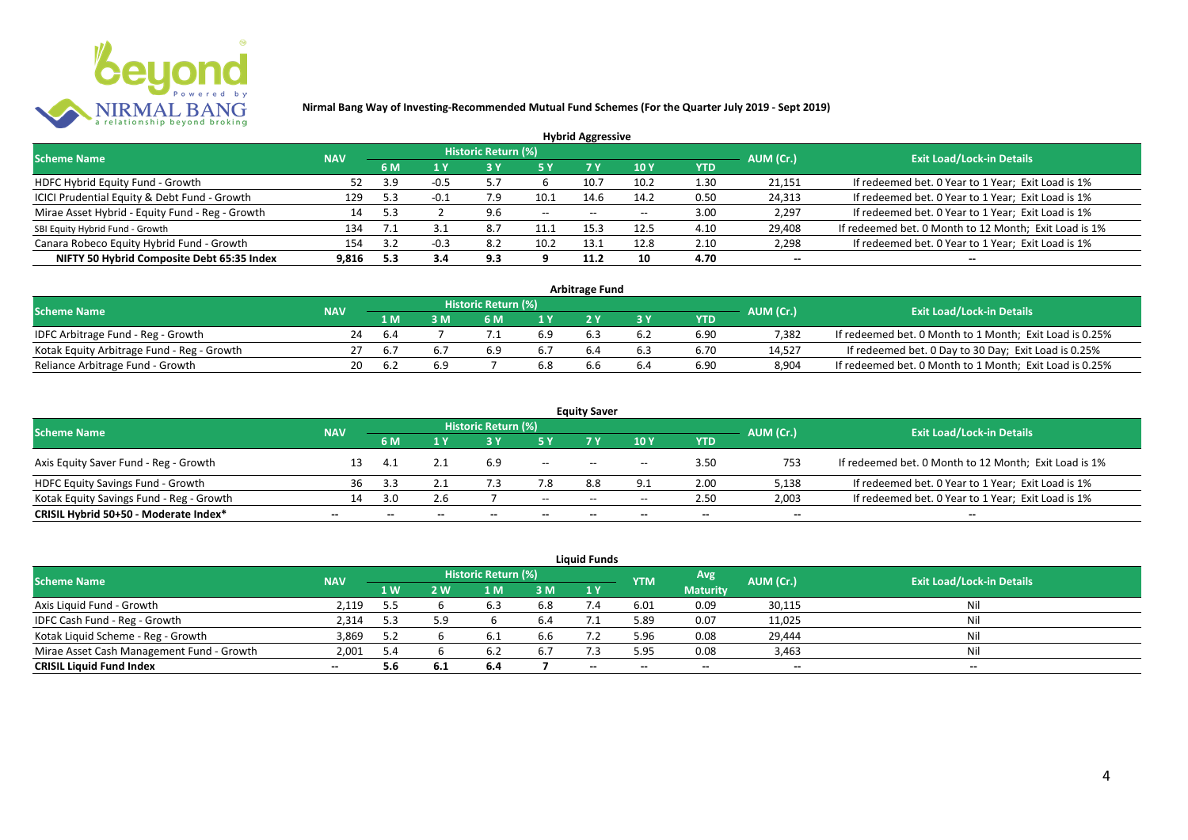**Nirmal Bang Way of Investing-Recommended Mutual Fund Schemes (For the Quarter July 2019 - Sept 2019)**

## Hybrid Aggressive

| Scheme Name | NAV | Historic Return (%) | | | | | | | AUM (Cr.) | Exit Load/Lock-in Details |
|---|---|---|---|---|---|---|---|---|---|---|
| | | 6 M | 1 Y | 3 Y | 5 Y | 7 Y | 10 Y | YTD | | |
| HDFC Hybrid Equity Fund - Growth | 52 | 3.9 | -0.5 | 5.7 | 6 | 10.7 | 10.2 | 1.30 | 21,151 | If redeemed bet. 0 Year to 1 Year; Exit Load is 1% |
| ICICI Prudential Equity & Debt Fund - Growth | 129 | 5.3 | -0.1 | 7.9 | 10.1 | 14.6 | 14.2 | 0.50 | 24,313 | If redeemed bet. 0 Year to 1 Year; Exit Load is 1% |
| Mirae Asset Hybrid - Equity Fund - Reg - Growth | 14 | 5.3 | 2 | 9.6 | -- | -- | -- | 3.00 | 2,297 | If redeemed bet. 0 Year to 1 Year; Exit Load is 1% |
| SBI Equity Hybrid Fund - Growth | 134 | 7.1 | 3.1 | 8.7 | 11.1 | 15.3 | 12.5 | 4.10 | 29,408 | If redeemed bet. 0 Month to 12 Month; Exit Load is 1% |
| Canara Robeco Equity Hybrid Fund - Growth | 154 | 3.2 | -0.3 | 8.2 | 10.2 | 13.1 | 12.8 | 2.10 | 2,298 | If redeemed bet. 0 Year to 1 Year; Exit Load is 1% |
| **NIFTY 50 Hybrid Composite Debt 65:35 Index** | **9,816** | **5.3** | **3.4** | **9.3** | **9** | **11.2** | **10** | **4.70** | **--** | **--** |

## Arbitrage Fund

| Scheme Name | NAV | Historic Return (%) | | | | | | | AUM (Cr.) | Exit Load/Lock-in Details |
|---|---|---|---|---|---|---|---|---|---|---|
| | | 1 M | 3 M | 6 M | 1 Y | 2 Y | 3 Y | YTD | | |
| IDFC Arbitrage Fund - Reg - Growth | 24 | 6.4 | 7 | 7.1 | 6.9 | 6.3 | 6.2 | 6.90 | 7,382 | If redeemed bet. 0 Month to 1 Month; Exit Load is 0.25% |
| Kotak Equity Arbitrage Fund - Reg - Growth | 27 | 6.7 | 6.7 | 6.9 | 6.7 | 6.4 | 6.3 | 6.70 | 14,527 | If redeemed bet. 0 Day to 30 Day; Exit Load is 0.25% |
| Reliance Arbitrage Fund - Growth | 20 | 6.2 | 6.9 | 7 | 6.8 | 6.6 | 6.4 | 6.90 | 8,904 | If redeemed bet. 0 Month to 1 Month; Exit Load is 0.25% |

## Equity Saver

| Scheme Name | NAV | Historic Return (%) | | | | | | | AUM (Cr.) | Exit Load/Lock-in Details |
|---|---|---|---|---|---|---|---|---|---|---|
| | | 6 M | 1 Y | 3 Y | 5 Y | 7 Y | 10 Y | YTD | | |
| Axis Equity Saver Fund - Reg - Growth | 13 | 4.1 | 2.1 | 6.9 | -- | -- | -- | 3.50 | 753 | If redeemed bet. 0 Month to 12 Month; Exit Load is 1% |
| HDFC Equity Savings Fund - Growth | 36 | 3.3 | 2.1 | 7.3 | 7.8 | 8.8 | 9.1 | 2.00 | 5,138 | If redeemed bet. 0 Year to 1 Year; Exit Load is 1% |
| Kotak Equity Savings Fund - Reg - Growth | 14 | 3.0 | 2.6 | 7 | -- | -- | -- | 2.50 | 2,003 | If redeemed bet. 0 Year to 1 Year; Exit Load is 1% |
| **CRISIL Hybrid 50+50 - Moderate Index*** | **--** | **--** | **--** | **--** | **--** | **--** | **--** | **--** | **--** | **--** |

## Liquid Funds

| Scheme Name | NAV | Historic Return (%) | | | | | YTM | Avg Maturity | AUM (Cr.) | Exit Load/Lock-in Details |
|---|---|---|---|---|---|---|---|---|---|---|
| | | 1 W | 2 W | 1 M | 3 M | 1 Y | | | | |
| Axis Liquid Fund - Growth | 2,119 | 5.5 | 6 | 6.3 | 6.8 | 7.4 | 6.01 | 0.09 | 30,115 | Nil |
| IDFC Cash Fund - Reg - Growth | 2,314 | 5.3 | 5.9 | 6 | 6.4 | 7.1 | 5.89 | 0.07 | 11,025 | Nil |
| Kotak Liquid Scheme - Reg - Growth | 3,869 | 5.2 | 6 | 6.1 | 6.6 | 7.2 | 5.96 | 0.08 | 29,444 | Nil |
| Mirae Asset Cash Management Fund - Growth | 2,001 | 5.4 | 6 | 6.2 | 6.7 | 7.3 | 5.95 | 0.08 | 3,463 | Nil |
| **CRISIL Liquid Fund Index** | **--** | **5.6** | **6.1** | **6.4** | **7** | **--** | **--** | **--** | **--** | **--** |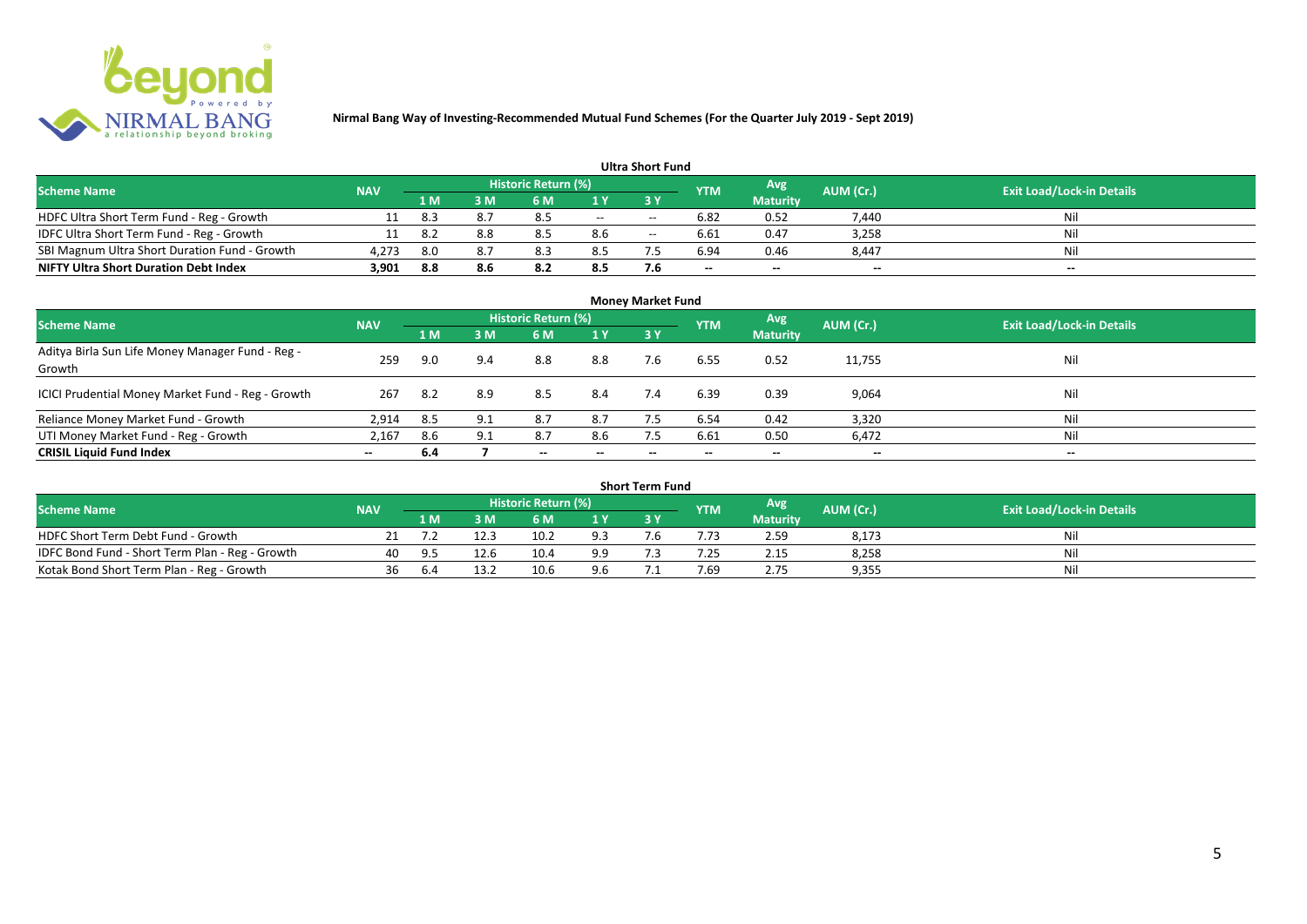**Nirmal Bang Way of Investing-Recommended Mutual Fund Schemes (For the Quarter July 2019 - Sept 2019)**

## Ultra Short Fund

| Scheme Name | NAV | Historic Return (%) | | | | | YTM | Avg Maturity | AUM (Cr.) | Exit Load/Lock-in Details |
|---|---|---|---|---|---|---|---|---|---|---|
| | | 1 M | 3 M | 6 M | 1 Y | 3 Y | | | | |
| HDFC Ultra Short Term Fund - Reg - Growth | 11 | 8.3 | 8.7 | 8.5 | -- | -- | 6.82 | 0.52 | 7,440 | Nil |
| IDFC Ultra Short Term Fund - Reg - Growth | 11 | 8.2 | 8.8 | 8.5 | 8.6 | -- | 6.61 | 0.47 | 3,258 | Nil |
| SBI Magnum Ultra Short Duration Fund - Growth | 4,273 | 8.0 | 8.7 | 8.3 | 8.5 | 7.5 | 6.94 | 0.46 | 8,447 | Nil |
| **NIFTY Ultra Short Duration Debt Index** | **3,901** | **8.8** | **8.6** | **8.2** | **8.5** | **7.6** | -- | -- | -- | -- |

## Money Market Fund

| Scheme Name | NAV | Historic Return (%) | | | | | YTM | Avg Maturity | AUM (Cr.) | Exit Load/Lock-in Details |
|---|---|---|---|---|---|---|---|---|---|---|
| | | 1 M | 3 M | 6 M | 1 Y | 3 Y | | | | |
| Aditya Birla Sun Life Money Manager Fund - Reg - Growth | 259 | 9.0 | 9.4 | 8.8 | 8.8 | 7.6 | 6.55 | 0.52 | 11,755 | Nil |
| ICICI Prudential Money Market Fund - Reg - Growth | 267 | 8.2 | 8.9 | 8.5 | 8.4 | 7.4 | 6.39 | 0.39 | 9,064 | Nil |
| Reliance Money Market Fund - Growth | 2,914 | 8.5 | 9.1 | 8.7 | 8.7 | 7.5 | 6.54 | 0.42 | 3,320 | Nil |
| UTI Money Market Fund - Reg - Growth | 2,167 | 8.6 | 9.1 | 8.7 | 8.6 | 7.5 | 6.61 | 0.50 | 6,472 | Nil |
| **CRISIL Liquid Fund Index** | -- | **6.4** | **7** | -- | -- | -- | -- | -- | -- | -- |

## Short Term Fund

| Scheme Name | NAV | Historic Return (%) | | | | | YTM | Avg Maturity | AUM (Cr.) | Exit Load/Lock-in Details |
|---|---|---|---|---|---|---|---|---|---|---|
| | | 1 M | 3 M | 6 M | 1 Y | 3 Y | | | | |
| HDFC Short Term Debt Fund - Growth | 21 | 7.2 | 12.3 | 10.2 | 9.3 | 7.6 | 7.73 | 2.59 | 8,173 | Nil |
| IDFC Bond Fund - Short Term Plan - Reg - Growth | 40 | 9.5 | 12.6 | 10.4 | 9.9 | 7.3 | 7.25 | 2.15 | 8,258 | Nil |
| Kotak Bond Short Term Plan - Reg - Growth | 36 | 6.4 | 13.2 | 10.6 | 9.6 | 7.1 | 7.69 | 2.75 | 9,355 | Nil |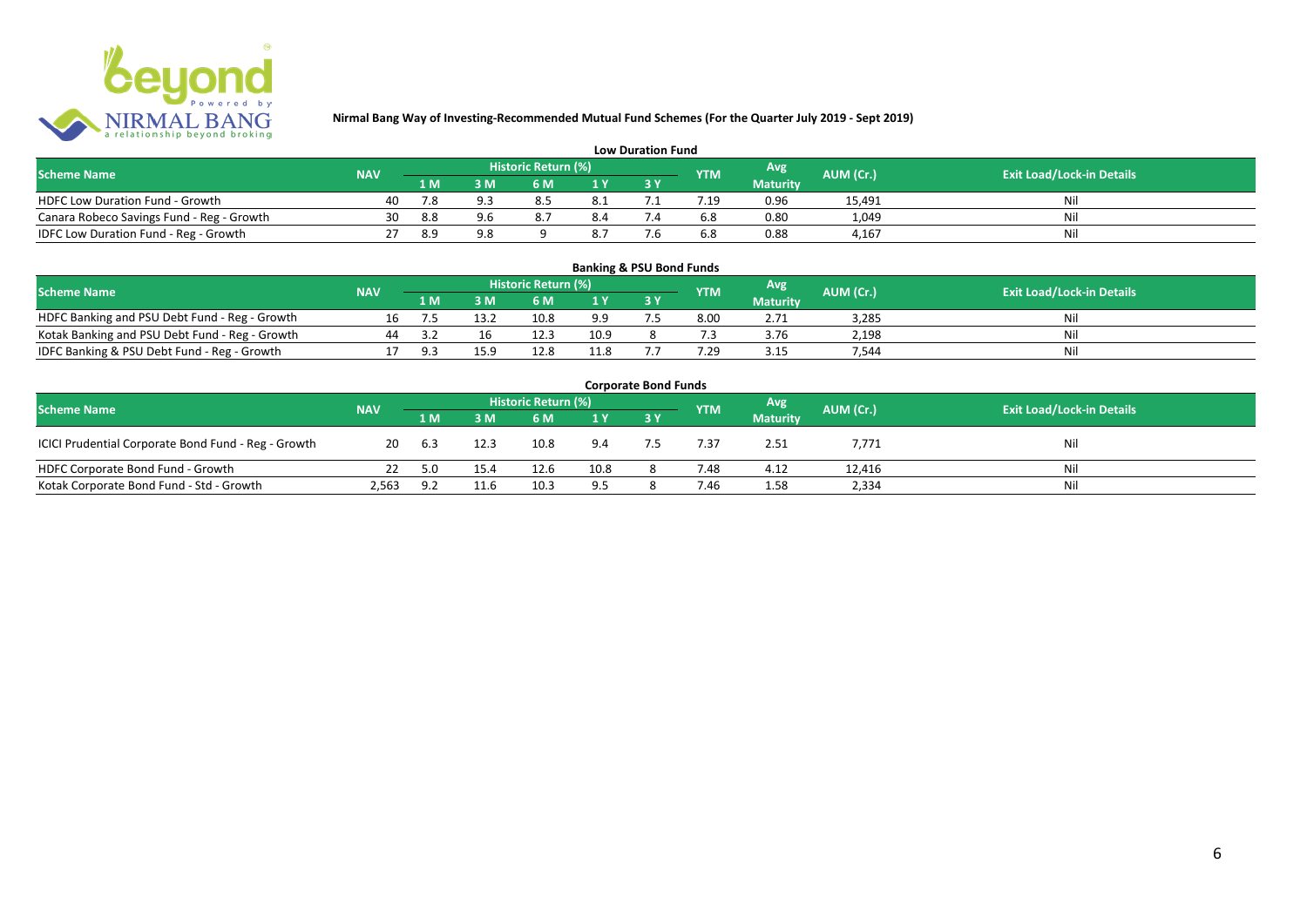## Nirmal Bang Way of Investing-Recommended Mutual Fund Schemes (For the Quarter July 2019 - Sept 2019)

### Low Duration Fund

| Scheme Name | NAV | Historic Return (%) | | | | | YTM | Avg Maturity | AUM (Cr.) | Exit Load/Lock-in Details |
|---|---|---|---|---|---|---|---|---|---|---|
| | | 1 M | 3 M | 6 M | 1 Y | 3 Y | | | | |
| HDFC Low Duration Fund - Growth | 40 | 7.8 | 9.3 | 8.5 | 8.1 | 7.1 | 7.19 | 0.96 | 15,491 | Nil |
| Canara Robeco Savings Fund - Reg - Growth | 30 | 8.8 | 9.6 | 8.7 | 8.4 | 7.4 | 6.8 | 0.80 | 1,049 | Nil |
| IDFC Low Duration Fund - Reg - Growth | 27 | 8.9 | 9.8 | 9 | 8.7 | 7.6 | 6.8 | 0.88 | 4,167 | Nil |

### Banking & PSU Bond Funds

| Scheme Name | NAV | Historic Return (%) | | | | | YTM | Avg Maturity | AUM (Cr.) | Exit Load/Lock-in Details |
|---|---|---|---|---|---|---|---|---|---|---|
| | | 1 M | 3 M | 6 M | 1 Y | 3 Y | | | | |
| HDFC Banking and PSU Debt Fund - Reg - Growth | 16 | 7.5 | 13.2 | 10.8 | 9.9 | 7.5 | 8.00 | 2.71 | 3,285 | Nil |
| Kotak Banking and PSU Debt Fund - Reg - Growth | 44 | 3.2 | 16 | 12.3 | 10.9 | 8 | 7.3 | 3.76 | 2,198 | Nil |
| IDFC Banking & PSU Debt Fund - Reg - Growth | 17 | 9.3 | 15.9 | 12.8 | 11.8 | 7.7 | 7.29 | 3.15 | 7,544 | Nil |

### Corporate Bond Funds

| Scheme Name | NAV | Historic Return (%) | | | | | YTM | Avg Maturity | AUM (Cr.) | Exit Load/Lock-in Details |
|---|---|---|---|---|---|---|---|---|---|---|
| | | 1 M | 3 M | 6 M | 1 Y | 3 Y | | | | |
| ICICI Prudential Corporate Bond Fund - Reg - Growth | 20 | 6.3 | 12.3 | 10.8 | 9.4 | 7.5 | 7.37 | 2.51 | 7,771 | Nil |
| HDFC Corporate Bond Fund - Growth | 22 | 5.0 | 15.4 | 12.6 | 10.8 | 8 | 7.48 | 4.12 | 12,416 | Nil |
| Kotak Corporate Bond Fund - Std - Growth | 2,563 | 9.2 | 11.6 | 10.3 | 9.5 | 8 | 7.46 | 1.58 | 2,334 | Nil |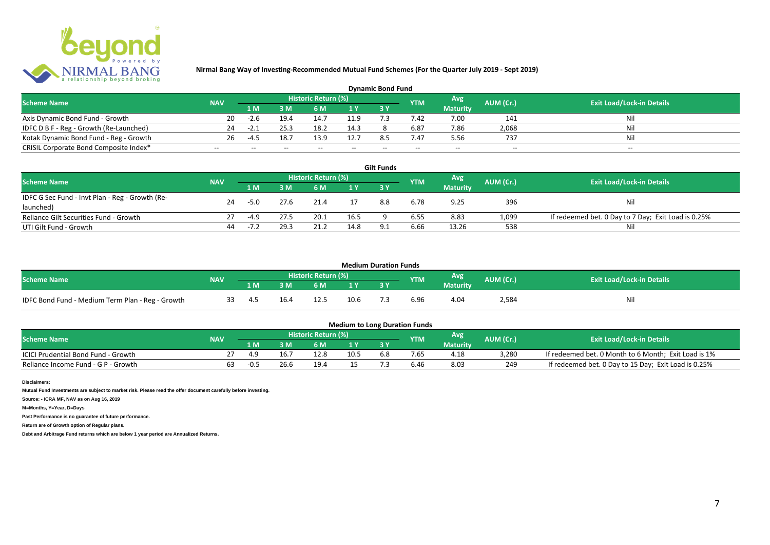**Nirmal Bang Way of Investing-Recommended Mutual Fund Schemes (For the Quarter July 2019 - Sept 2019)**

**Dynamic Bond Fund**

| Scheme Name | NAV | Historic Return (%) | | | | | YTM | Avg Maturity | AUM (Cr.) | Exit Load/Lock-in Details |
|---|---|---|---|---|---|---|---|---|---|---|
| | | 1 M | 3 M | 6 M | 1 Y | 3 Y | | | | |
| Axis Dynamic Bond Fund - Growth | 20 | -2.6 | 19.4 | 14.7 | 11.9 | 7.3 | 7.42 | 7.00 | 141 | Nil |
| IDFC D B F - Reg - Growth (Re-Launched) | 24 | -2.1 | 25.3 | 18.2 | 14.3 | 8 | 6.87 | 7.86 | 2,068 | Nil |
| Kotak Dynamic Bond Fund - Reg - Growth | 26 | -4.5 | 18.7 | 13.9 | 12.7 | 8.5 | 7.47 | 5.56 | 737 | Nil |
| CRISIL Corporate Bond Composite Index* | -- | -- | -- | -- | -- | -- | -- | -- | -- | -- |

**Gilt Funds**

| Scheme Name | NAV | Historic Return (%) | | | | | YTM | Avg Maturity | AUM (Cr.) | Exit Load/Lock-in Details |
|---|---|---|---|---|---|---|---|---|---|---|
| | | 1 M | 3 M | 6 M | 1 Y | 3 Y | | | | |
| IDFC G Sec Fund - Invt Plan - Reg - Growth (Re-launched) | 24 | -5.0 | 27.6 | 21.4 | 17 | 8.8 | 6.78 | 9.25 | 396 | Nil |
| Reliance Gilt Securities Fund - Growth | 27 | -4.9 | 27.5 | 20.1 | 16.5 | 9 | 6.55 | 8.83 | 1,099 | If redeemed bet. 0 Day to 7 Day; Exit Load is 0.25% |
| UTI Gilt Fund - Growth | 44 | -7.2 | 29.3 | 21.2 | 14.8 | 9.1 | 6.66 | 13.26 | 538 | Nil |

**Medium Duration Funds**

| Scheme Name | NAV | Historic Return (%) | | | | | YTM | Avg Maturity | AUM (Cr.) | Exit Load/Lock-in Details |
|---|---|---|---|---|---|---|---|---|---|---|
| | | 1 M | 3 M | 6 M | 1 Y | 3 Y | | | | |
| IDFC Bond Fund - Medium Term Plan - Reg - Growth | 33 | 4.5 | 16.4 | 12.5 | 10.6 | 7.3 | 6.96 | 4.04 | 2,584 | Nil |

**Medium to Long Duration Funds**

| Scheme Name | NAV | Historic Return (%) | | | | | YTM | Avg Maturity | AUM (Cr.) | Exit Load/Lock-in Details |
|---|---|---|---|---|---|---|---|---|---|---|
| | | 1 M | 3 M | 6 M | 1 Y | 3 Y | | | | |
| ICICI Prudential Bond Fund - Growth | 27 | 4.9 | 16.7 | 12.8 | 10.5 | 6.8 | 7.65 | 4.18 | 3,280 | If redeemed bet. 0 Month to 6 Month; Exit Load is 1% |
| Reliance Income Fund - G P - Growth | 63 | -0.5 | 26.6 | 19.4 | 15 | 7.3 | 6.46 | 8.03 | 249 | If redeemed bet. 0 Day to 15 Day; Exit Load is 0.25% |

**Disclaimers:**

**Mutual Fund Investments are subject to market risk. Please read the offer document carefully before investing.**

**Source: - ICRA MF, NAV as on Aug 16, 2019**

**M=Months, Y=Year, D=Days**

**Past Performance is no guarantee of future performance.**

**Return are of Growth option of Regular plans.**

**Debt and Arbitrage Fund returns which are below 1 year period are Annualized Returns.**